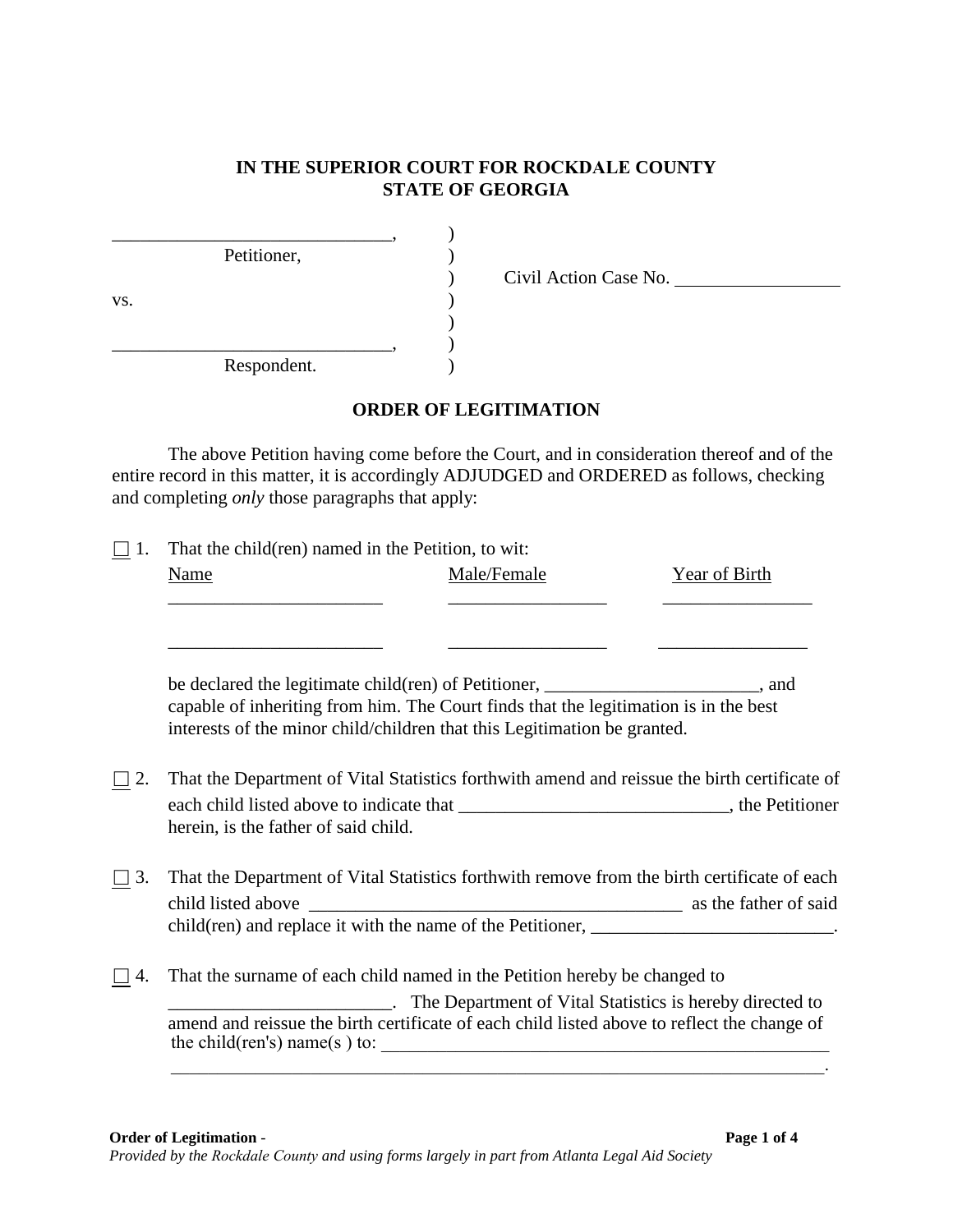**IN THE SUPERIOR COURT FOR ROCKDALE COUNTY**
**STATE OF GEORGIA**

_____________________________, )
Petitioner, )
) Civil Action Case No. _________________
vs. )
)
_____________________________, )
Respondent. )

## ORDER OF LEGITIMATION

The above Petition having come before the Court, and in consideration thereof and of the entire record in this matter, it is accordingly ADJUDGED and ORDERED as follows, checking and completing *only* those paragraphs that apply:

☐ 1. That the child(ren) named in the Petition, to wit:

| Name | Male/Female | Year of Birth |
|---|---|---|
| ______________________ | ________________ | ________________ |
| ______________________ | ________________ | ________________ |

be declared the legitimate child(ren) of Petitioner, ______________________, and capable of inheriting from him. The Court finds that the legitimation is in the best interests of the minor child/children that this Legitimation be granted.

☐ 2. That the Department of Vital Statistics forthwith amend and reissue the birth certificate of each child listed above to indicate that ____________________________, the Petitioner herein, is the father of said child.

☐ 3. That the Department of Vital Statistics forthwith remove from the birth certificate of each child listed above ________________________________________ as the father of said child(ren) and replace it with the name of the Petitioner, _________________________.

☐ 4. That the surname of each child named in the Petition hereby be changed to ______________________. The Department of Vital Statistics is hereby directed to amend and reissue the birth certificate of each child listed above to reflect the change of the child(ren's) name(s ) to: __________________________________________________
_________________________________________________________________________.

**Order of Legitimation -**
*Provided by the Rockdale County and using forms largely in part from Atlanta Legal Aid Society*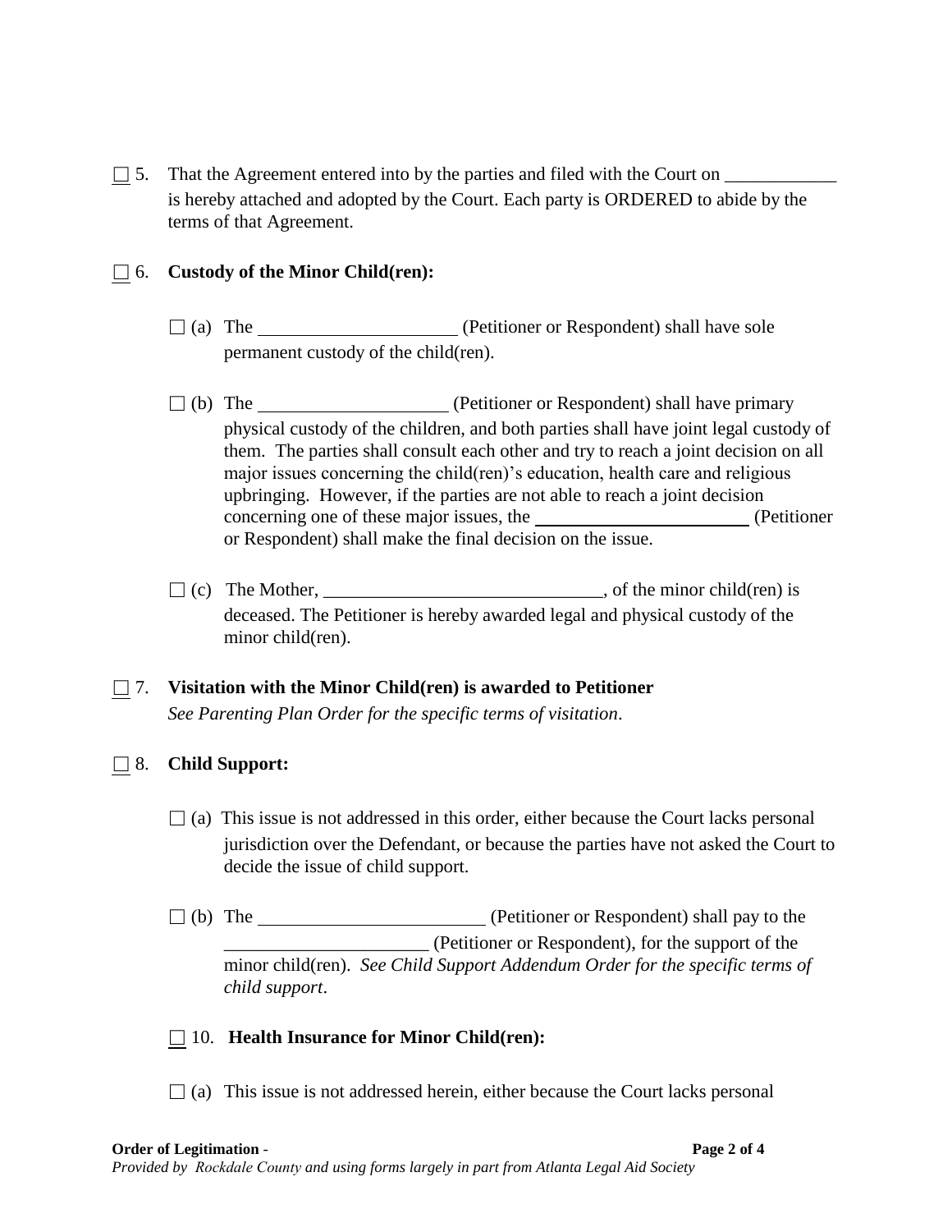☐ 5. That the Agreement entered into by the parties and filed with the Court on ____________ is hereby attached and adopted by the Court. Each party is ORDERED to abide by the terms of that Agreement.

☐ 6. **Custody of the Minor Child(ren):**

☐ (a) The _____________________ (Petitioner or Respondent) shall have sole permanent custody of the child(ren).

☐ (b) The ____________________ (Petitioner or Respondent) shall have primary physical custody of the children, and both parties shall have joint legal custody of them. The parties shall consult each other and try to reach a joint decision on all major issues concerning the child(ren)'s education, health care and religious upbringing. However, if the parties are not able to reach a joint decision concerning one of these major issues, the _______________________ (Petitioner or Respondent) shall make the final decision on the issue.

☐ (c) The Mother, ______________________________, of the minor child(ren) is deceased. The Petitioner is hereby awarded legal and physical custody of the minor child(ren).

☐ 7. **Visitation with the Minor Child(ren) is awarded to Petitioner**
*See Parenting Plan Order for the specific terms of visitation*.

☐ 8. **Child Support:**

☐ (a) This issue is not addressed in this order, either because the Court lacks personal jurisdiction over the Defendant, or because the parties have not asked the Court to decide the issue of child support.

☐ (b) The ________________________ (Petitioner or Respondent) shall pay to the _____________________ (Petitioner or Respondent), for the support of the minor child(ren). *See Child Support Addendum Order for the specific terms of child support*.

☐ 10. **Health Insurance for Minor Child(ren):**

☐ (a) This issue is not addressed herein, either because the Court lacks personal

**Order of Legitimation** -

*Provided by Rockdale County and using forms largely in part from Atlanta Legal Aid Society*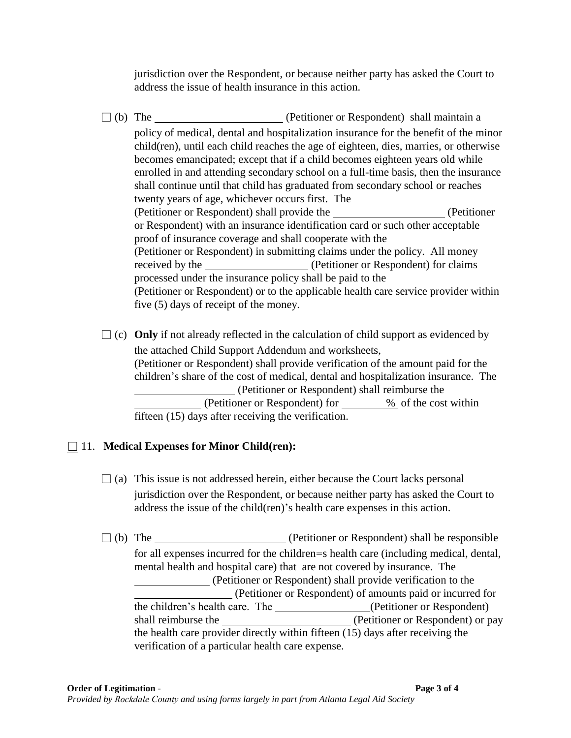jurisdiction over the Respondent, or because neither party has asked the Court to address the issue of health insurance in this action.

☐ (b) The ________________________ (Petitioner or Respondent) shall maintain a policy of medical, dental and hospitalization insurance for the benefit of the minor child(ren), until each child reaches the age of eighteen, dies, marries, or otherwise becomes emancipated; except that if a child becomes eighteen years old while enrolled in and attending secondary school on a full-time basis, then the insurance shall continue until that child has graduated from secondary school or reaches twenty years of age, whichever occurs first. The (Petitioner or Respondent) shall provide the ____________________ (Petitioner or Respondent) with an insurance identification card or such other acceptable proof of insurance coverage and shall cooperate with the (Petitioner or Respondent) in submitting claims under the policy. All money received by the __________________ (Petitioner or Respondent) for claims processed under the insurance policy shall be paid to the (Petitioner or Respondent) or to the applicable health care service provider within five (5) days of receipt of the money.

☐ (c) **Only** if not already reflected in the calculation of child support as evidenced by the attached Child Support Addendum and worksheets, (Petitioner or Respondent) shall provide verification of the amount paid for the children's share of the cost of medical, dental and hospitalization insurance. The __________________ (Petitioner or Respondent) shall reimburse the ____________ (Petitioner or Respondent) for ________% of the cost within fifteen (15) days after receiving the verification.

☐ 11. **Medical Expenses for Minor Child(ren):**

☐ (a) This issue is not addressed herein, either because the Court lacks personal jurisdiction over the Respondent, or because neither party has asked the Court to address the issue of the child(ren)'s health care expenses in this action.

☐ (b) The ________________________ (Petitioner or Respondent) shall be responsible for all expenses incurred for the children=s health care (including medical, dental, mental health and hospital care) that are not covered by insurance. The ______________ (Petitioner or Respondent) shall provide verification to the __________________ (Petitioner or Respondent) of amounts paid or incurred for the children's health care. The _________________(Petitioner or Respondent) shall reimburse the ________________________ (Petitioner or Respondent) or pay the health care provider directly within fifteen (15) days after receiving the verification of a particular health care expense.

**Order of Legitimation** -

*Provided by Rockdale County and using forms largely in part from Atlanta Legal Aid Society*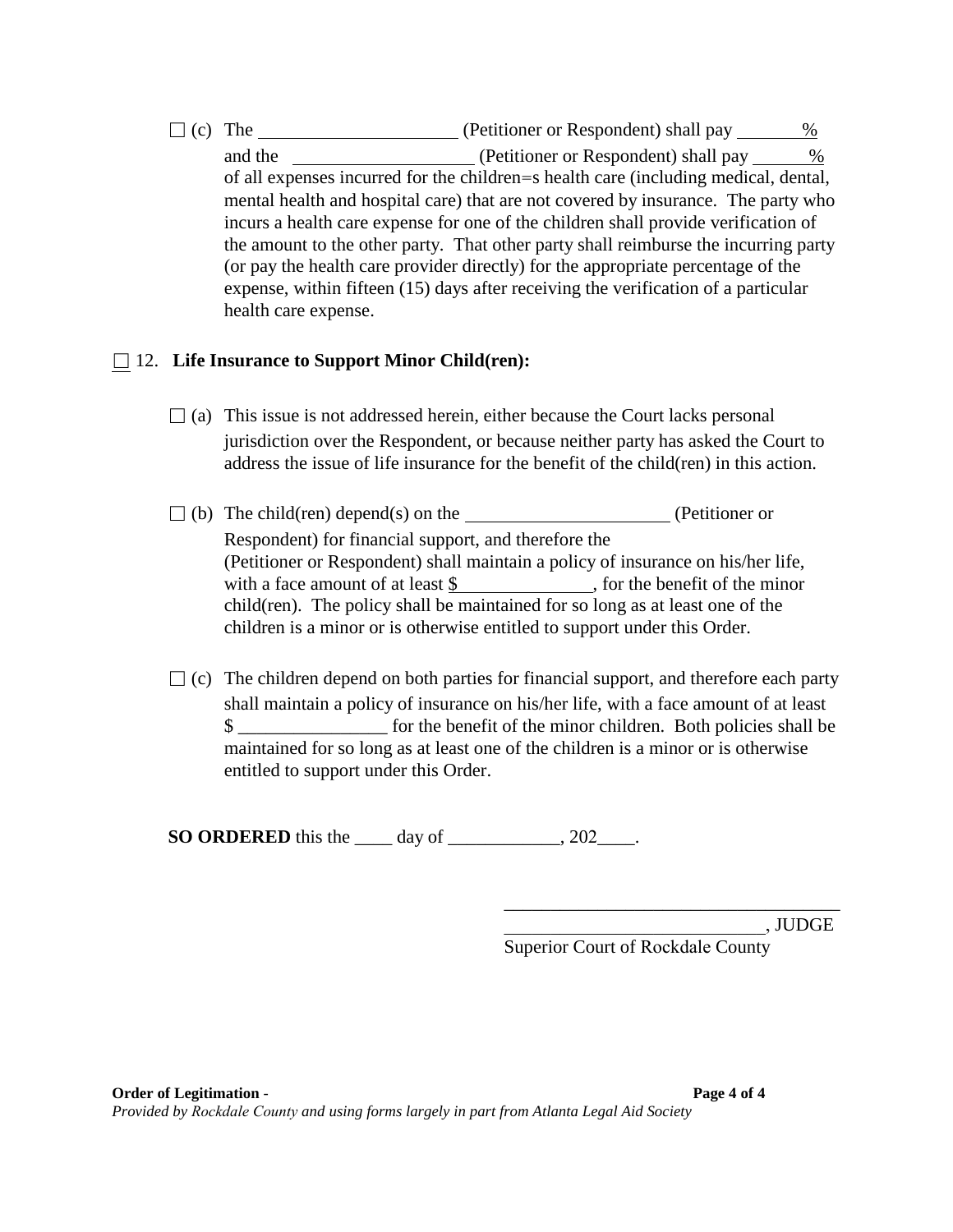☐ (c) The ______________________ (Petitioner or Respondent) shall pay _______% and the ____________________ (Petitioner or Respondent) shall pay ______% of all expenses incurred for the children=s health care (including medical, dental, mental health and hospital care) that are not covered by insurance. The party who incurs a health care expense for one of the children shall provide verification of the amount to the other party. That other party shall reimburse the incurring party (or pay the health care provider directly) for the appropriate percentage of the expense, within fifteen (15) days after receiving the verification of a particular health care expense.

☐ 12. **Life Insurance to Support Minor Child(ren):**

☐ (a) This issue is not addressed herein, either because the Court lacks personal jurisdiction over the Respondent, or because neither party has asked the Court to address the issue of life insurance for the benefit of the child(ren) in this action.

☐ (b) The child(ren) depend(s) on the ______________________ (Petitioner or Respondent) for financial support, and therefore the (Petitioner or Respondent) shall maintain a policy of insurance on his/her life, with a face amount of at least $_______________, for the benefit of the minor child(ren). The policy shall be maintained for so long as at least one of the children is a minor or is otherwise entitled to support under this Order.

☐ (c) The children depend on both parties for financial support, and therefore each party shall maintain a policy of insurance on his/her life, with a face amount of at least $ ________________ for the benefit of the minor children. Both policies shall be maintained for so long as at least one of the children is a minor or is otherwise entitled to support under this Order.

**SO ORDERED** this the ____ day of ____________, 202____.

_____________________________________
____________________________, JUDGE
Superior Court of Rockdale County

**Order of Legitimation** -
*Provided by Rockdale County and using forms largely in part from Atlanta Legal Aid Society*